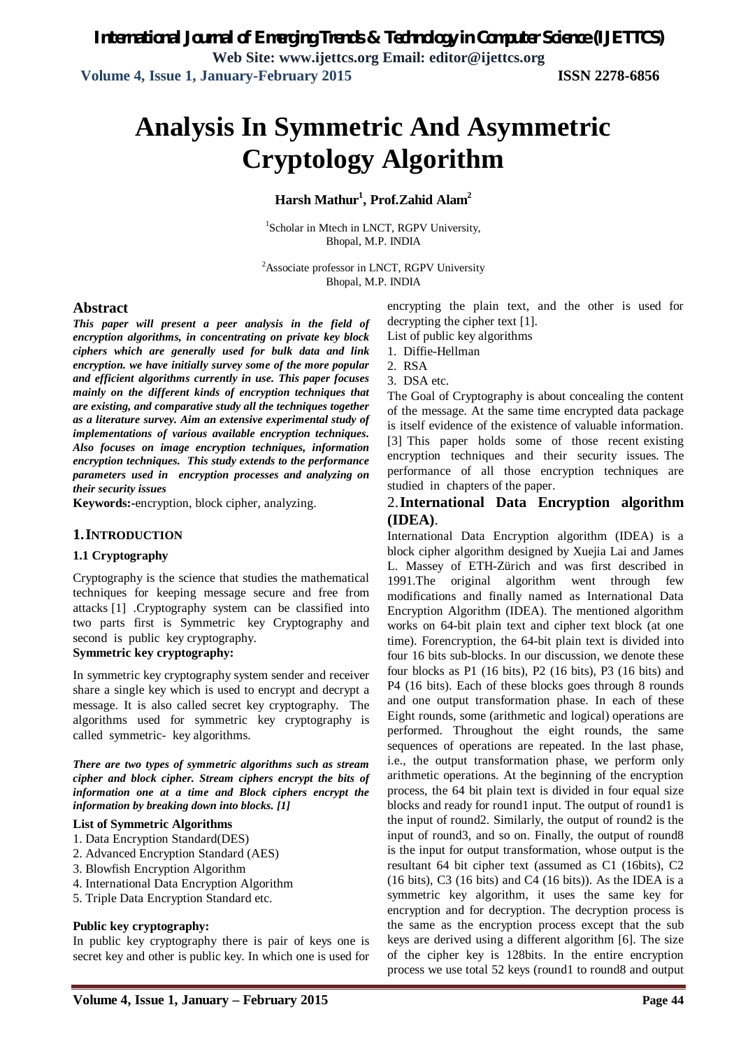# Analysis In Symmetric And Asymmetric Cryptology Algorithm

**Harsh Mathur[1], Prof.Zahid Alam[2]**

[1]Scholar in Mtech in LNCT, RGPV University, Bhopal, M.P. INDIA

[2]Associate professor in LNCT, RGPV University Bhopal, M.P. INDIA

## Abstract

***This paper will present a peer analysis in the field of encryption algorithms, in concentrating on private key block ciphers which are generally used for bulk data and link encryption. we have initially survey some of the more popular and efficient algorithms currently in use. This paper focuses mainly on the different kinds of encryption techniques that are existing, and comparative study all the techniques together as a literature survey. Aim an extensive experimental study of implementations of various available encryption techniques. Also focuses on image encryption techniques, information encryption techniques. This study extends to the performance parameters used in encryption processes and analyzing on their security issues***

**Keywords:-**encryption, block cipher, analyzing.

## 1. INTRODUCTION

### 1.1 Cryptography

Cryptography is the science that studies the mathematical techniques for keeping message secure and free from attacks [1] .Cryptography system can be classified into two parts first is Symmetric key Cryptography and second is public key cryptography.

**Symmetric key cryptography:**

In symmetric key cryptography system sender and receiver share a single key which is used to encrypt and decrypt a message. It is also called secret key cryptography. The algorithms used for symmetric key cryptography is called symmetric- key algorithms.

***There are two types of symmetric algorithms such as stream cipher and block cipher. Stream ciphers encrypt the bits of information one at a time and Block ciphers encrypt the information by breaking down into blocks. [1]***

**List of Symmetric Algorithms**

1. Data Encryption Standard(DES)
2. Advanced Encryption Standard (AES)
3. Blowfish Encryption Algorithm
4. International Data Encryption Algorithm
5. Triple Data Encryption Standard etc.

**Public key cryptography:**

In public key cryptography there is pair of keys one is secret key and other is public key. In which one is used for encrypting the plain text, and the other is used for decrypting the cipher text [1].

List of public key algorithms

1. Diffie-Hellman
2. RSA
3. DSA etc.

The Goal of Cryptography is about concealing the content of the message. At the same time encrypted data package is itself evidence of the existence of valuable information. [3] This paper holds some of those recent existing encryption techniques and their security issues. The performance of all those encryption techniques are studied in chapters of the paper.

## 2. International Data Encryption algorithm (IDEA).

International Data Encryption algorithm (IDEA) is a block cipher algorithm designed by Xuejia Lai and James L. Massey of ETH-Zürich and was first described in 1991.The original algorithm went through few modifications and finally named as International Data Encryption Algorithm (IDEA). The mentioned algorithm works on 64-bit plain text and cipher text block (at one time). Forencryption, the 64-bit plain text is divided into four 16 bits sub-blocks. In our discussion, we denote these four blocks as P1 (16 bits), P2 (16 bits), P3 (16 bits) and P4 (16 bits). Each of these blocks goes through 8 rounds and one output transformation phase. In each of these Eight rounds, some (arithmetic and logical) operations are performed. Throughout the eight rounds, the same sequences of operations are repeated. In the last phase, i.e., the output transformation phase, we perform only arithmetic operations. At the beginning of the encryption process, the 64 bit plain text is divided in four equal size blocks and ready for round1 input. The output of round1 is the input of round2. Similarly, the output of round2 is the input of round3, and so on. Finally, the output of round8 is the input for output transformation, whose output is the resultant 64 bit cipher text (assumed as C1 (16bits), C2 (16 bits), C3 (16 bits) and C4 (16 bits)). As the IDEA is a symmetric key algorithm, it uses the same key for encryption and for decryption. The decryption process is the same as the encryption process except that the sub keys are derived using a different algorithm [6]. The size of the cipher key is 128bits. In the entire encryption process we use total 52 keys (round1 to round8 and output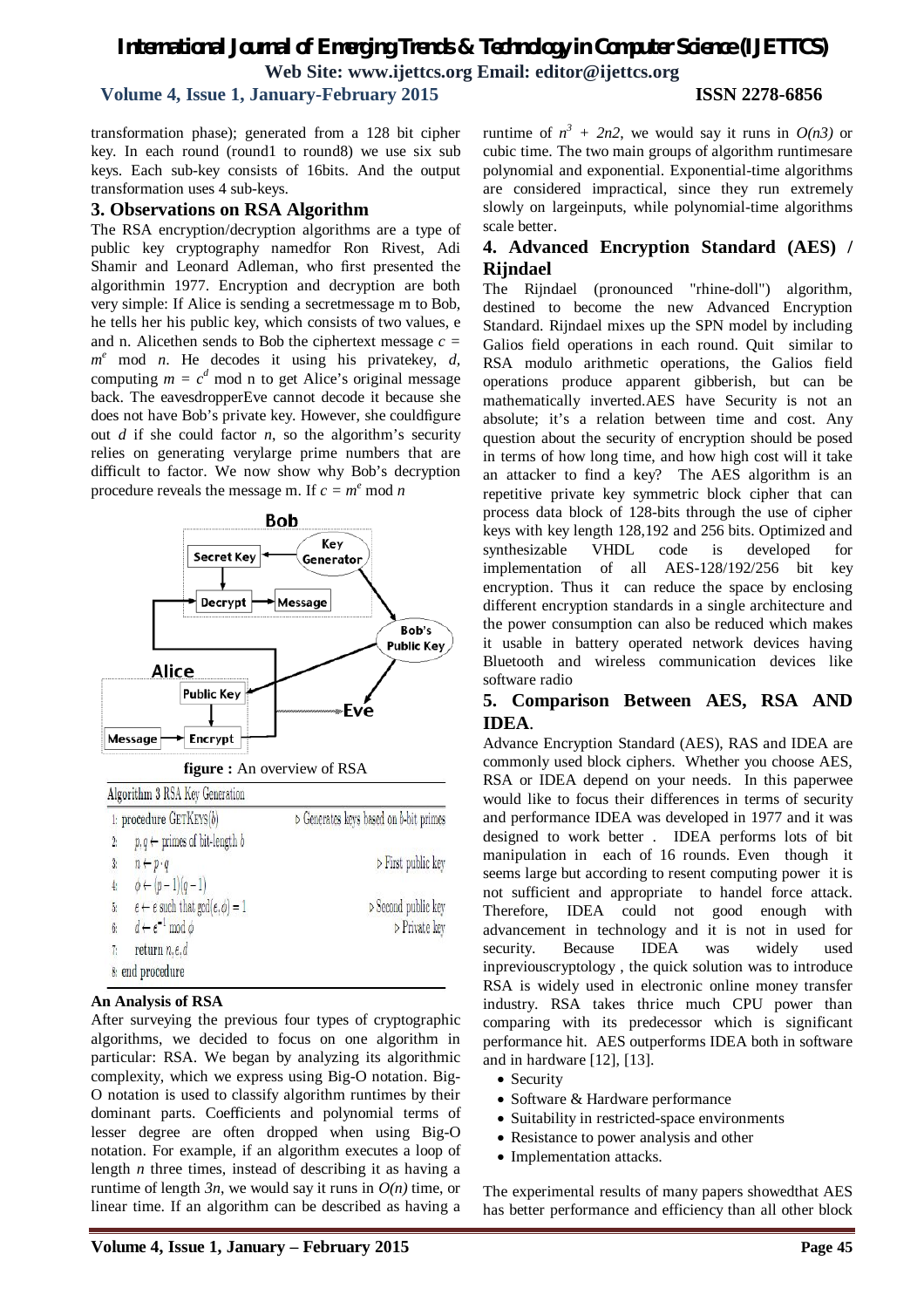transformation phase); generated from a 128 bit cipher key. In each round (round1 to round8) we use six sub keys. Each sub-key consists of 16bits. And the output transformation uses 4 sub-keys.

## 3. Observations on RSA Algorithm

The RSA encryption/decryption algorithms are a type of public key cryptography namedfor Ron Rivest, Adi Shamir and Leonard Adleman, who first presented the algorithmin 1977. Encryption and decryption are both very simple: If Alice is sending a secretmessage m to Bob, he tells her his public key, which consists of two values, e and n. Alicethen sends to Bob the ciphertext message $c = m^e \bmod n$. He decodes it using his privatekey, $d$, computing $m = c^d \bmod n$ to get Alice's original message back. The eavesdropperEve cannot decode it because she does not have Bob's private key. However, she couldfigure out $d$ if she could factor $n$, so the algorithm's security relies on generating verylarge prime numbers that are difficult to factor. We now show why Bob's decryption procedure reveals the message m. If $c = m^e \bmod n$

**figure :** An overview of RSA

**Algorithm 3** RSA Key Generation

```
1: procedure GETKEYS(b)                  ▷ Generates keys based on b-bit primes
2:   p,q ← primes of bit-length b
3:   n ← p·q                             ▷ First public key
4:   φ ← (p − 1)(q − 1)
5:   e ← e such that gcd(e,φ) = 1        ▷ Second public key
6:   d ← e^-1 mod φ                      ▷ Private key
7:   return n,e,d
8: end procedure
```

**An Analysis of RSA**

After surveying the previous four types of cryptographic algorithms, we decided to focus on one algorithm in particular: RSA. We began by analyzing its algorithmic complexity, which we express using Big-O notation. Big-O notation is used to classify algorithm runtimes by their dominant parts. Coefficients and polynomial terms of lesser degree are often dropped when using Big-O notation. For example, if an algorithm executes a loop of length $n$ three times, instead of describing it as having a runtime of length $3n$, we would say it runs in $O(n)$ time, or linear time. If an algorithm can be described as having a runtime of $n^3 + 2n2$, we would say it runs in $O(n3)$ or cubic time. The two main groups of algorithm runtimesare polynomial and exponential. Exponential-time algorithms are considered impractical, since they run extremely slowly on largeinputs, while polynomial-time algorithms scale better.

## 4. Advanced Encryption Standard (AES) / Rijndael

The Rijndael (pronounced "rhine-doll") algorithm, destined to become the new Advanced Encryption Standard. Rijndael mixes up the SPN model by including Galios field operations in each round. Quit similar to RSA modulo arithmetic operations, the Galios field operations produce apparent gibberish, but can be mathematically inverted.AES have Security is not an absolute; it's a relation between time and cost. Any question about the security of encryption should be posed in terms of how long time, and how high cost will it take an attacker to find a key? The AES algorithm is an repetitive private key symmetric block cipher that can process data block of 128-bits through the use of cipher keys with key length 128,192 and 256 bits. Optimized and synthesizable VHDL code is developed for implementation of all AES-128/192/256 bit key encryption. Thus it can reduce the space by enclosing different encryption standards in a single architecture and the power consumption can also be reduced which makes it usable in battery operated network devices having Bluetooth and wireless communication devices like software radio

## 5. Comparison Between AES, RSA AND IDEA.

Advance Encryption Standard (AES), RAS and IDEA are commonly used block ciphers. Whether you choose AES, RSA or IDEA depend on your needs. In this paperwe would like to focus their differences in terms of security and performance IDEA was developed in 1977 and it was designed to work better . IDEA performs lots of bit manipulation in each of 16 rounds. Even though it seems large but according to resent computing power it is not sufficient and appropriate to handel force attack. Therefore, IDEA could not good enough with advancement in technology and it is not in used for security. Because IDEA was widely used inpreviouscryptology , the quick solution was to introduce RSA is widely used in electronic online money transfer industry. RSA takes thrice much CPU power than comparing with its predecessor which is significant performance hit. AES outperforms IDEA both in software and in hardware [12], [13].

- Security
- Software & Hardware performance
- Suitability in restricted-space environments
- Resistance to power analysis and other
- Implementation attacks.

The experimental results of many papers showedthat AES has better performance and efficiency than all other block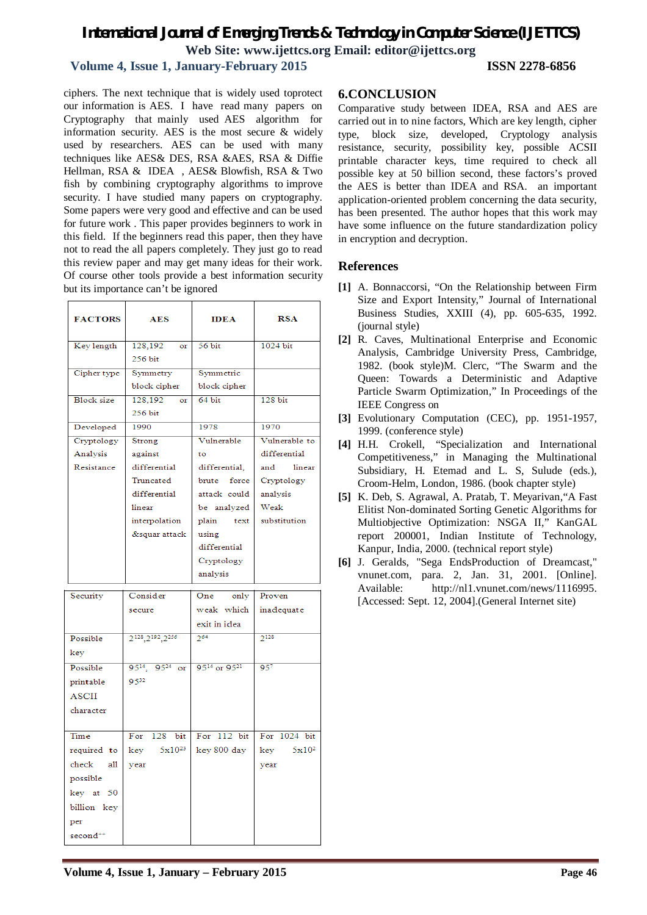ciphers. The next technique that is widely used toprotect our information is AES. I have read many papers on Cryptography that mainly used AES algorithm for information security. AES is the most secure & widely used by researchers. AES can be used with many techniques like AES& DES, RSA &AES, RSA & Diffie Hellman, RSA & IDEA , AES& Blowfish, RSA & Two fish by combining cryptography algorithms to improve security. I have studied many papers on cryptography. Some papers were very good and effective and can be used for future work . This paper provides beginners to work in this field. If the beginners read this paper, then they have not to read the all papers completely. They just go to read this review paper and may get many ideas for their work. Of course other tools provide a best information security but its importance can't be ignored

| FACTORS | AES | IDEA | RSA |
|---|---|---|---|
| Key length | 128,192 or 256 bit | 56 bit | 1024 bit |
| Cipher type | Symmetry block cipher | Symmetric block cipher | |
| Block size | 128,192 or 256 bit | 64 bit | 128 bit |
| Developed | 1990 | 1978 | 1970 |
| Cryptology Analysis Resistance | Strong against differential Truncated differential linear interpolation &squar attack | Vulnerable to differential, brute force attack could be analyzed plain text using differential Cryptology analysis | Vulnerable to differential and linear Cryptology analysis Weak substitution |
| Security | Consider secure | One only weak which exit in idea | Proven inadequate |
| Possible key | $2^{128}, 2^{192}, 2^{256}$ | $2^{64}$ | $2^{128}$ |
| Possible printable ASCII character | $95^{14}$, $95^{24}$ or $95^{32}$ | $95^{14}$ or $95^{21}$ | $95^{7}$ |
| Time required to check all possible key at 50 billion key per second** | For 128 bit key $5\times10^{23}$ year | For 112 bit key 800 day | For 1024 bit key $5\times10^{2}$ year |

## 6.CONCLUSION

Comparative study between IDEA, RSA and AES are carried out in to nine factors, Which are key length, cipher type, block size, developed, Cryptology analysis resistance, security, possibility key, possible ACSII printable character keys, time required to check all possible key at 50 billion second, these factors's proved the AES is better than IDEA and RSA. an important application-oriented problem concerning the data security, has been presented. The author hopes that this work may have some influence on the future standardization policy in encryption and decryption.

## References

**[1]** A. Bonnaccorsi, "On the Relationship between Firm Size and Export Intensity," Journal of International Business Studies, XXIII (4), pp. 605-635, 1992. (journal style)

**[2]** R. Caves, Multinational Enterprise and Economic Analysis, Cambridge University Press, Cambridge, 1982. (book style)M. Clerc, "The Swarm and the Queen: Towards a Deterministic and Adaptive Particle Swarm Optimization," In Proceedings of the IEEE Congress on

**[3]** Evolutionary Computation (CEC), pp. 1951-1957, 1999. (conference style)

**[4]** H.H. Crokell, "Specialization and International Competitiveness," in Managing the Multinational Subsidiary, H. Etemad and L. S, Sulude (eds.), Croom-Helm, London, 1986. (book chapter style)

**[5]** K. Deb, S. Agrawal, A. Pratab, T. Meyarivan,"A Fast Elitist Non-dominated Sorting Genetic Algorithms for Multiobjective Optimization: NSGA II," KanGAL report 200001, Indian Institute of Technology, Kanpur, India, 2000. (technical report style)

**[6]** J. Geralds, "Sega EndsProduction of Dreamcast," vnunet.com, para. 2, Jan. 31, 2001. [Online]. Available: http://nl1.vnunet.com/news/1116995. [Accessed: Sept. 12, 2004].(General Internet site)